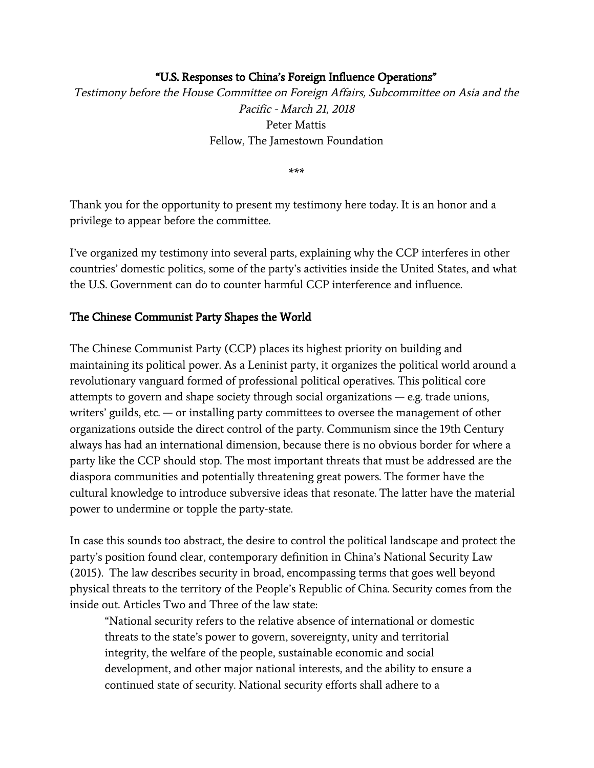# "U.S. Responses to China's Foreign Influence Operations"

*Testimony before the House Committee on Foreign Affairs, Subcommittee on Asia and the Pacific - March 21, 2018*

Peter Mattis

Fellow, The Jamestown Foundation

***

Thank you for the opportunity to present my testimony here today. It is an honor and a privilege to appear before the committee.

I've organized my testimony into several parts, explaining why the CCP interferes in other countries' domestic politics, some of the party's activities inside the United States, and what the U.S. Government can do to counter harmful CCP interference and influence.

## The Chinese Communist Party Shapes the World

The Chinese Communist Party (CCP) places its highest priority on building and maintaining its political power. As a Leninist party, it organizes the political world around a revolutionary vanguard formed of professional political operatives. This political core attempts to govern and shape society through social organizations — e.g. trade unions, writers' guilds, etc. — or installing party committees to oversee the management of other organizations outside the direct control of the party. Communism since the 19th Century always has had an international dimension, because there is no obvious border for where a party like the CCP should stop. The most important threats that must be addressed are the diaspora communities and potentially threatening great powers. The former have the cultural knowledge to introduce subversive ideas that resonate. The latter have the material power to undermine or topple the party-state.

In case this sounds too abstract, the desire to control the political landscape and protect the party's position found clear, contemporary definition in China's National Security Law (2015). The law describes security in broad, encompassing terms that goes well beyond physical threats to the territory of the People's Republic of China. Security comes from the inside out. Articles Two and Three of the law state:

> "National security refers to the relative absence of international or domestic threats to the state's power to govern, sovereignty, unity and territorial integrity, the welfare of the people, sustainable economic and social development, and other major national interests, and the ability to ensure a continued state of security. National security efforts shall adhere to a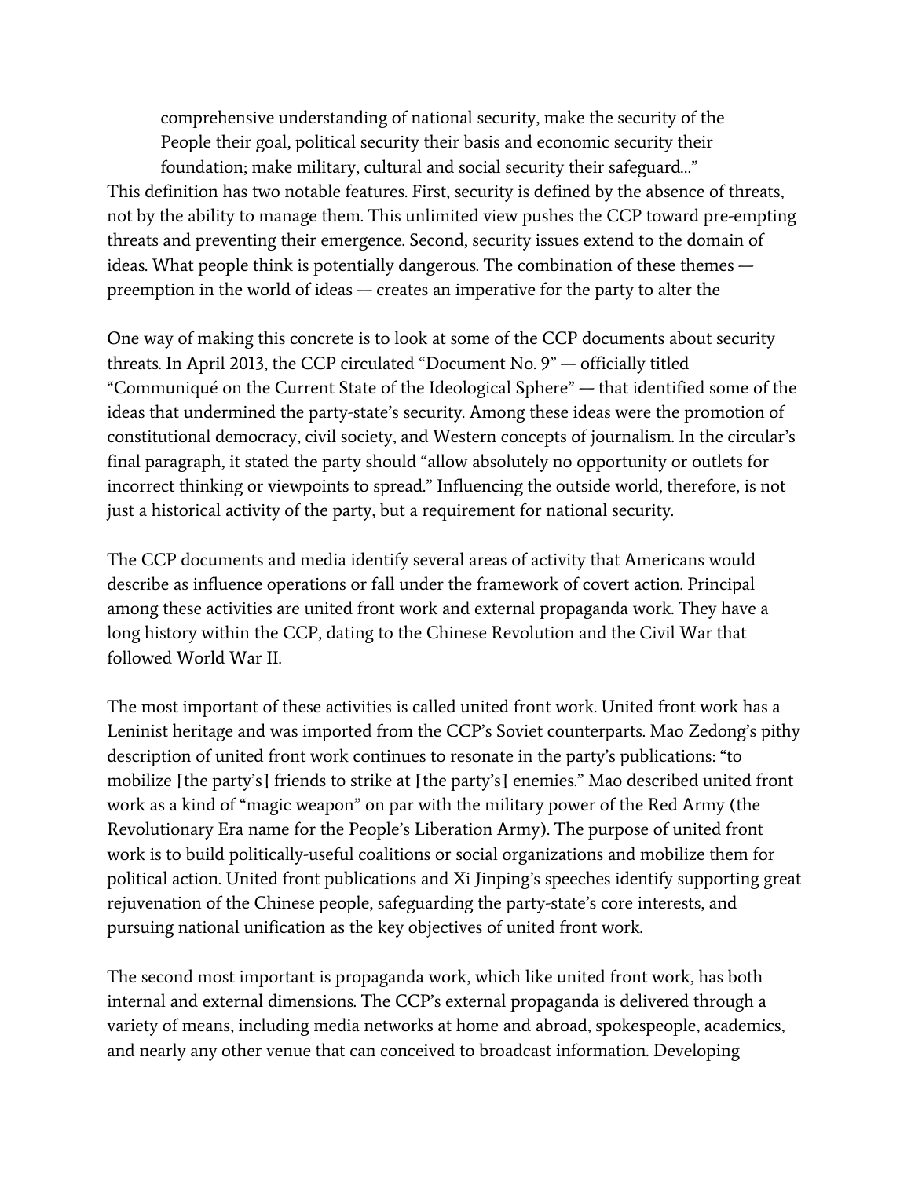> comprehensive understanding of national security, make the security of the People their goal, political security their basis and economic security their foundation; make military, cultural and social security their safeguard…"

This definition has two notable features. First, security is defined by the absence of threats, not by the ability to manage them. This unlimited view pushes the CCP toward pre-empting threats and preventing their emergence. Second, security issues extend to the domain of ideas. What people think is potentially dangerous. The combination of these themes — preemption in the world of ideas — creates an imperative for the party to alter the

One way of making this concrete is to look at some of the CCP documents about security threats. In April 2013, the CCP circulated "Document No. 9" — officially titled "Communiqué on the Current State of the Ideological Sphere" — that identified some of the ideas that undermined the party-state's security. Among these ideas were the promotion of constitutional democracy, civil society, and Western concepts of journalism. In the circular's final paragraph, it stated the party should "allow absolutely no opportunity or outlets for incorrect thinking or viewpoints to spread." Influencing the outside world, therefore, is not just a historical activity of the party, but a requirement for national security.

The CCP documents and media identify several areas of activity that Americans would describe as influence operations or fall under the framework of covert action. Principal among these activities are united front work and external propaganda work. They have a long history within the CCP, dating to the Chinese Revolution and the Civil War that followed World War II.

The most important of these activities is called united front work. United front work has a Leninist heritage and was imported from the CCP's Soviet counterparts. Mao Zedong's pithy description of united front work continues to resonate in the party's publications: "to mobilize [the party's] friends to strike at [the party's] enemies." Mao described united front work as a kind of "magic weapon" on par with the military power of the Red Army (the Revolutionary Era name for the People's Liberation Army). The purpose of united front work is to build politically-useful coalitions or social organizations and mobilize them for political action. United front publications and Xi Jinping's speeches identify supporting great rejuvenation of the Chinese people, safeguarding the party-state's core interests, and pursuing national unification as the key objectives of united front work.

The second most important is propaganda work, which like united front work, has both internal and external dimensions. The CCP's external propaganda is delivered through a variety of means, including media networks at home and abroad, spokespeople, academics, and nearly any other venue that can conceived to broadcast information. Developing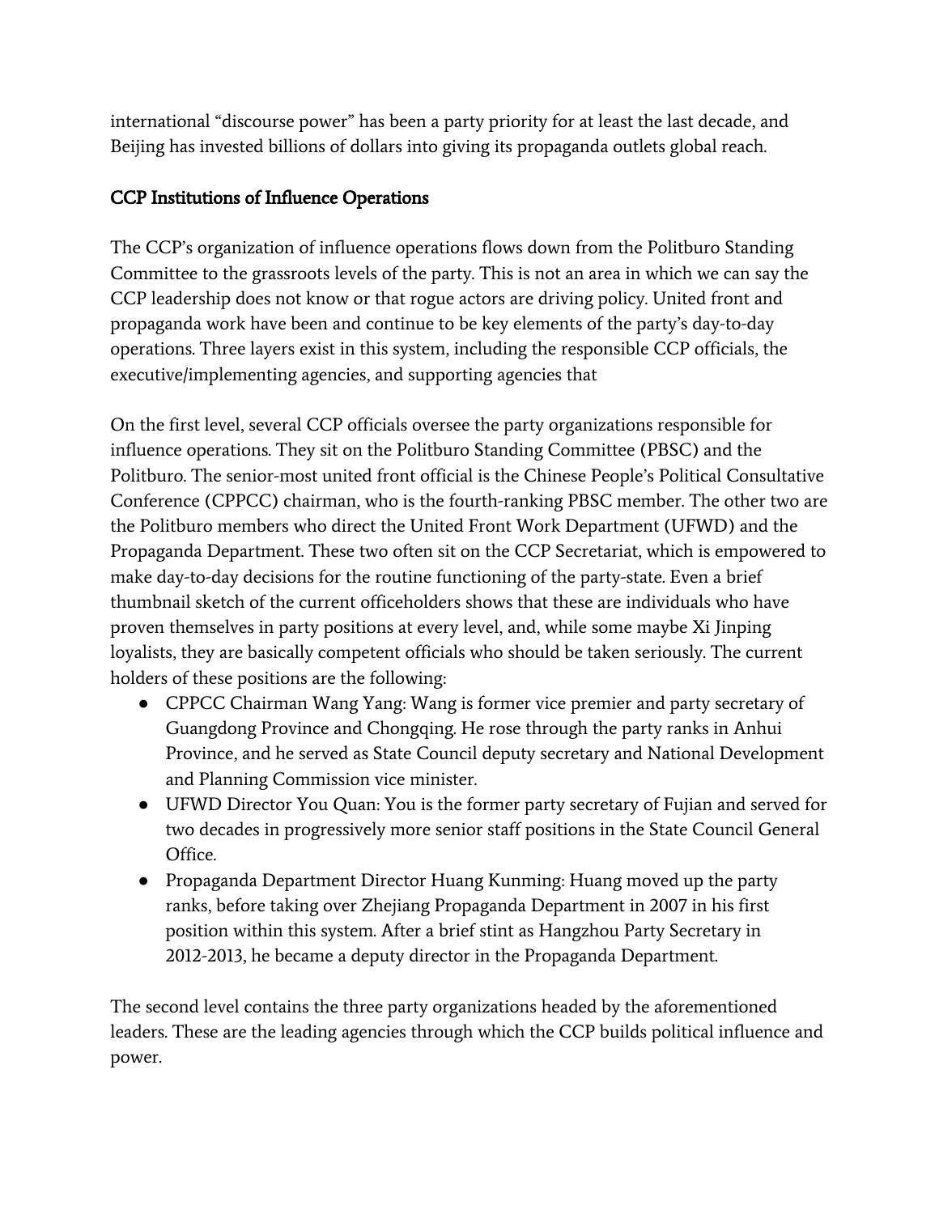international "discourse power" has been a party priority for at least the last decade, and Beijing has invested billions of dollars into giving its propaganda outlets global reach.

## CCP Institutions of Influence Operations

The CCP's organization of influence operations flows down from the Politburo Standing Committee to the grassroots levels of the party. This is not an area in which we can say the CCP leadership does not know or that rogue actors are driving policy. United front and propaganda work have been and continue to be key elements of the party's day-to-day operations. Three layers exist in this system, including the responsible CCP officials, the executive/implementing agencies, and supporting agencies that

On the first level, several CCP officials oversee the party organizations responsible for influence operations. They sit on the Politburo Standing Committee (PBSC) and the Politburo. The senior-most united front official is the Chinese People's Political Consultative Conference (CPPCC) chairman, who is the fourth-ranking PBSC member. The other two are the Politburo members who direct the United Front Work Department (UFWD) and the Propaganda Department. These two often sit on the CCP Secretariat, which is empowered to make day-to-day decisions for the routine functioning of the party-state. Even a brief thumbnail sketch of the current officeholders shows that these are individuals who have proven themselves in party positions at every level, and, while some maybe Xi Jinping loyalists, they are basically competent officials who should be taken seriously. The current holders of these positions are the following:

- CPPCC Chairman Wang Yang: Wang is former vice premier and party secretary of Guangdong Province and Chongqing. He rose through the party ranks in Anhui Province, and he served as State Council deputy secretary and National Development and Planning Commission vice minister.
- UFWD Director You Quan: You is the former party secretary of Fujian and served for two decades in progressively more senior staff positions in the State Council General Office.
- Propaganda Department Director Huang Kunming: Huang moved up the party ranks, before taking over Zhejiang Propaganda Department in 2007 in his first position within this system. After a brief stint as Hangzhou Party Secretary in 2012-2013, he became a deputy director in the Propaganda Department.

The second level contains the three party organizations headed by the aforementioned leaders. These are the leading agencies through which the CCP builds political influence and power.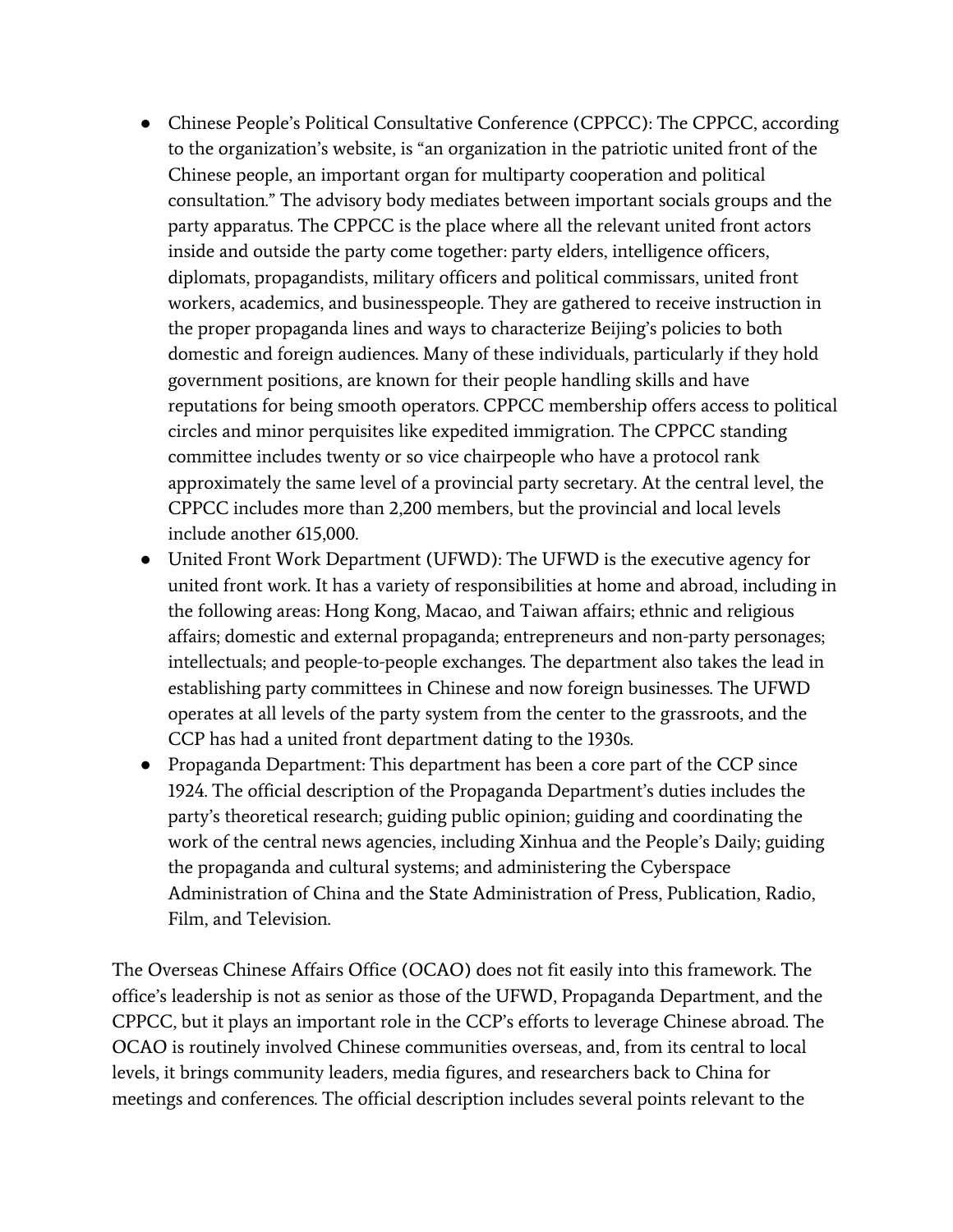- Chinese People's Political Consultative Conference (CPPCC): The CPPCC, according to the organization's website, is "an organization in the patriotic united front of the Chinese people, an important organ for multiparty cooperation and political consultation." The advisory body mediates between important socials groups and the party apparatus. The CPPCC is the place where all the relevant united front actors inside and outside the party come together: party elders, intelligence officers, diplomats, propagandists, military officers and political commissars, united front workers, academics, and businesspeople. They are gathered to receive instruction in the proper propaganda lines and ways to characterize Beijing's policies to both domestic and foreign audiences. Many of these individuals, particularly if they hold government positions, are known for their people handling skills and have reputations for being smooth operators. CPPCC membership offers access to political circles and minor perquisites like expedited immigration. The CPPCC standing committee includes twenty or so vice chairpeople who have a protocol rank approximately the same level of a provincial party secretary. At the central level, the CPPCC includes more than 2,200 members, but the provincial and local levels include another 615,000.
- United Front Work Department (UFWD): The UFWD is the executive agency for united front work. It has a variety of responsibilities at home and abroad, including in the following areas: Hong Kong, Macao, and Taiwan affairs; ethnic and religious affairs; domestic and external propaganda; entrepreneurs and non-party personages; intellectuals; and people-to-people exchanges. The department also takes the lead in establishing party committees in Chinese and now foreign businesses. The UFWD operates at all levels of the party system from the center to the grassroots, and the CCP has had a united front department dating to the 1930s.
- Propaganda Department: This department has been a core part of the CCP since 1924. The official description of the Propaganda Department's duties includes the party's theoretical research; guiding public opinion; guiding and coordinating the work of the central news agencies, including Xinhua and the People's Daily; guiding the propaganda and cultural systems; and administering the Cyberspace Administration of China and the State Administration of Press, Publication, Radio, Film, and Television.

The Overseas Chinese Affairs Office (OCAO) does not fit easily into this framework. The office's leadership is not as senior as those of the UFWD, Propaganda Department, and the CPPCC, but it plays an important role in the CCP's efforts to leverage Chinese abroad. The OCAO is routinely involved Chinese communities overseas, and, from its central to local levels, it brings community leaders, media figures, and researchers back to China for meetings and conferences. The official description includes several points relevant to the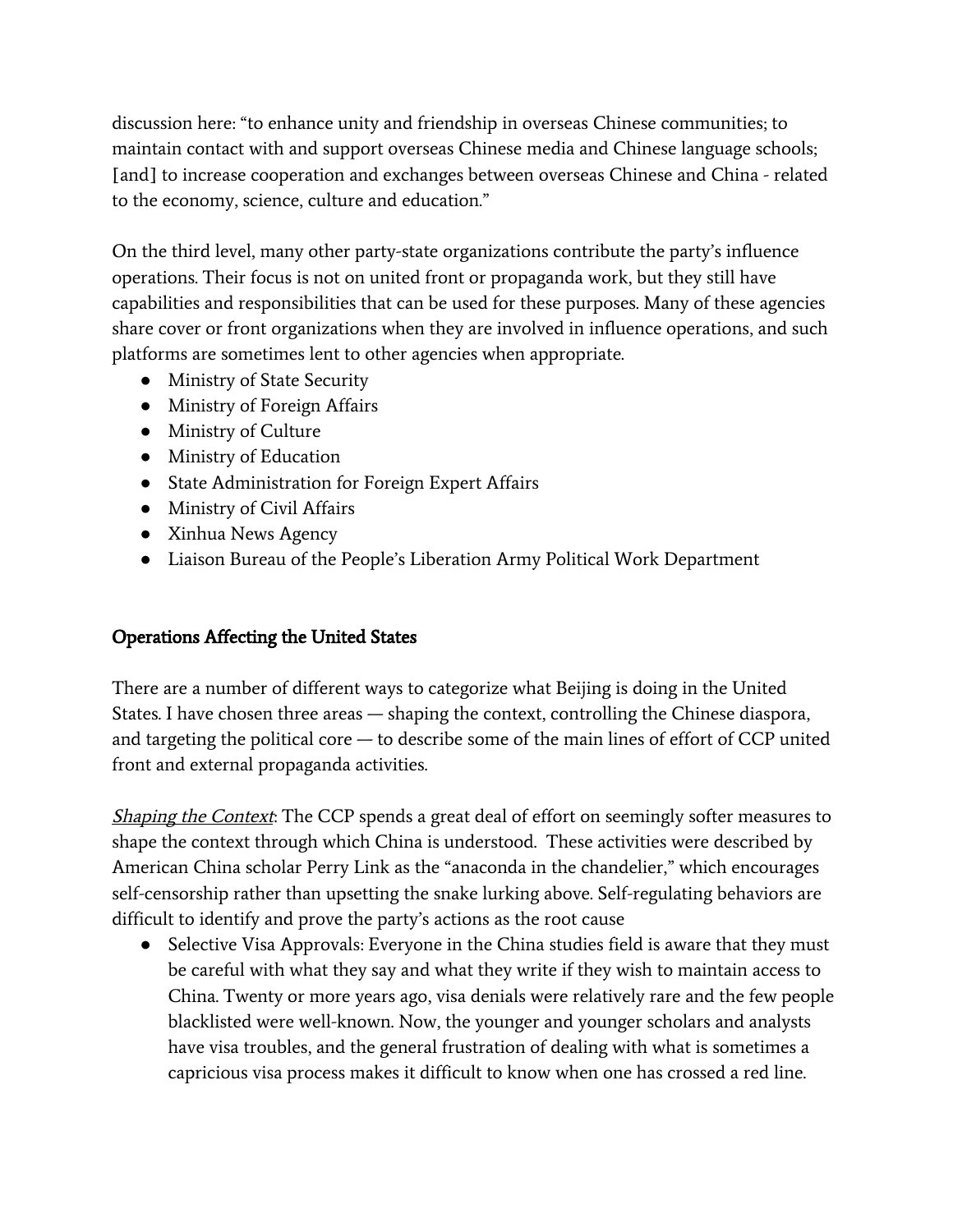discussion here: "to enhance unity and friendship in overseas Chinese communities; to maintain contact with and support overseas Chinese media and Chinese language schools; [and] to increase cooperation and exchanges between overseas Chinese and China - related to the economy, science, culture and education."

On the third level, many other party-state organizations contribute the party's influence operations. Their focus is not on united front or propaganda work, but they still have capabilities and responsibilities that can be used for these purposes. Many of these agencies share cover or front organizations when they are involved in influence operations, and such platforms are sometimes lent to other agencies when appropriate.

- Ministry of State Security
- Ministry of Foreign Affairs
- Ministry of Culture
- Ministry of Education
- State Administration for Foreign Expert Affairs
- Ministry of Civil Affairs
- Xinhua News Agency
- Liaison Bureau of the People's Liberation Army Political Work Department

## Operations Affecting the United States

There are a number of different ways to categorize what Beijing is doing in the United States. I have chosen three areas — shaping the context, controlling the Chinese diaspora, and targeting the political core — to describe some of the main lines of effort of CCP united front and external propaganda activities.

*Shaping the Context*: The CCP spends a great deal of effort on seemingly softer measures to shape the context through which China is understood. These activities were described by American China scholar Perry Link as the "anaconda in the chandelier," which encourages self-censorship rather than upsetting the snake lurking above. Self-regulating behaviors are difficult to identify and prove the party's actions as the root cause

- Selective Visa Approvals: Everyone in the China studies field is aware that they must be careful with what they say and what they write if they wish to maintain access to China. Twenty or more years ago, visa denials were relatively rare and the few people blacklisted were well-known. Now, the younger and younger scholars and analysts have visa troubles, and the general frustration of dealing with what is sometimes a capricious visa process makes it difficult to know when one has crossed a red line.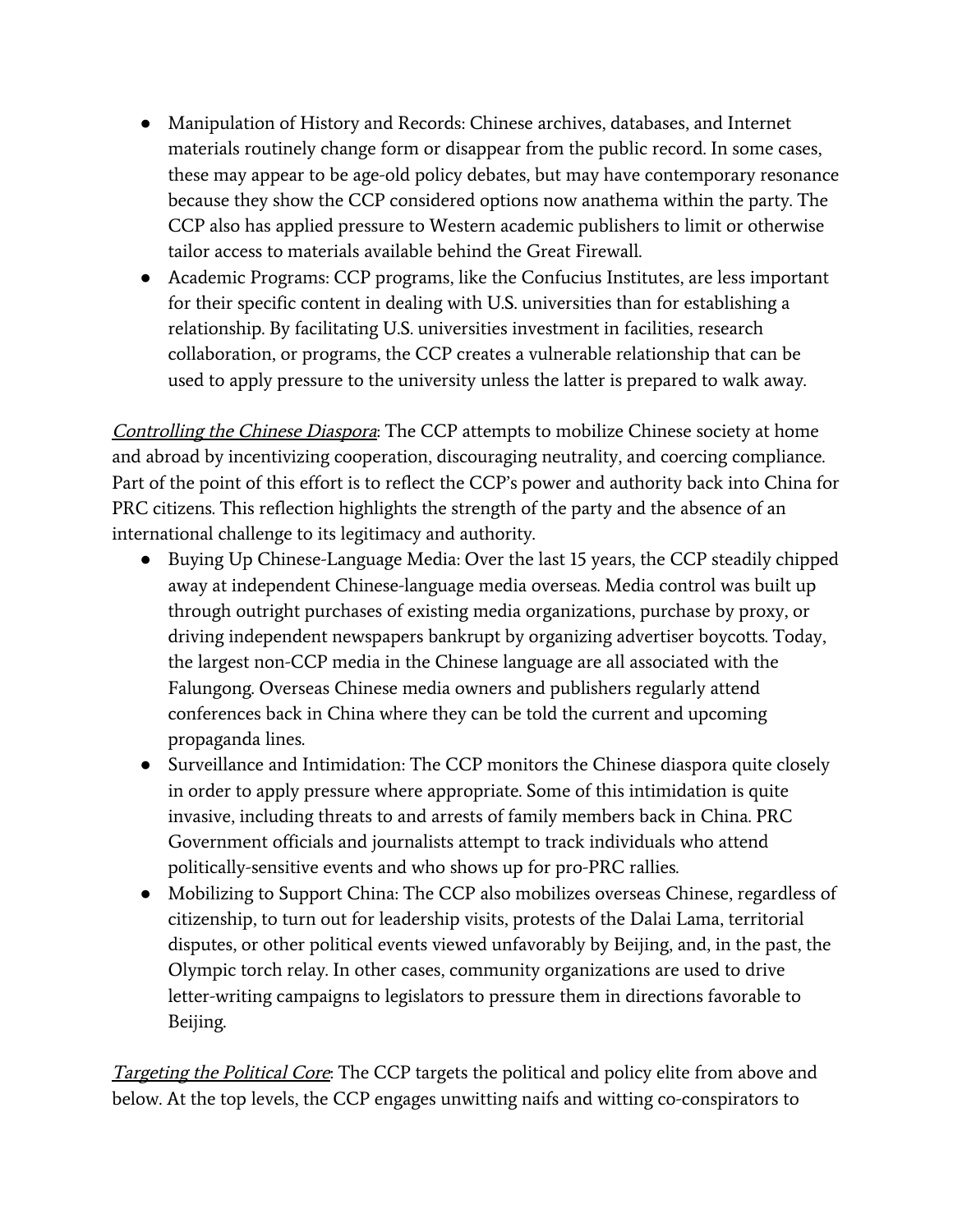- Manipulation of History and Records: Chinese archives, databases, and Internet materials routinely change form or disappear from the public record. In some cases, these may appear to be age-old policy debates, but may have contemporary resonance because they show the CCP considered options now anathema within the party. The CCP also has applied pressure to Western academic publishers to limit or otherwise tailor access to materials available behind the Great Firewall.
- Academic Programs: CCP programs, like the Confucius Institutes, are less important for their specific content in dealing with U.S. universities than for establishing a relationship. By facilitating U.S. universities investment in facilities, research collaboration, or programs, the CCP creates a vulnerable relationship that can be used to apply pressure to the university unless the latter is prepared to walk away.

*Controlling the Chinese Diaspora*: The CCP attempts to mobilize Chinese society at home and abroad by incentivizing cooperation, discouraging neutrality, and coercing compliance. Part of the point of this effort is to reflect the CCP's power and authority back into China for PRC citizens. This reflection highlights the strength of the party and the absence of an international challenge to its legitimacy and authority.

- Buying Up Chinese-Language Media: Over the last 15 years, the CCP steadily chipped away at independent Chinese-language media overseas. Media control was built up through outright purchases of existing media organizations, purchase by proxy, or driving independent newspapers bankrupt by organizing advertiser boycotts. Today, the largest non-CCP media in the Chinese language are all associated with the Falungong. Overseas Chinese media owners and publishers regularly attend conferences back in China where they can be told the current and upcoming propaganda lines.
- Surveillance and Intimidation: The CCP monitors the Chinese diaspora quite closely in order to apply pressure where appropriate. Some of this intimidation is quite invasive, including threats to and arrests of family members back in China. PRC Government officials and journalists attempt to track individuals who attend politically-sensitive events and who shows up for pro-PRC rallies.
- Mobilizing to Support China: The CCP also mobilizes overseas Chinese, regardless of citizenship, to turn out for leadership visits, protests of the Dalai Lama, territorial disputes, or other political events viewed unfavorably by Beijing, and, in the past, the Olympic torch relay. In other cases, community organizations are used to drive letter-writing campaigns to legislators to pressure them in directions favorable to Beijing.

*Targeting the Political Core*: The CCP targets the political and policy elite from above and below. At the top levels, the CCP engages unwitting naifs and witting co-conspirators to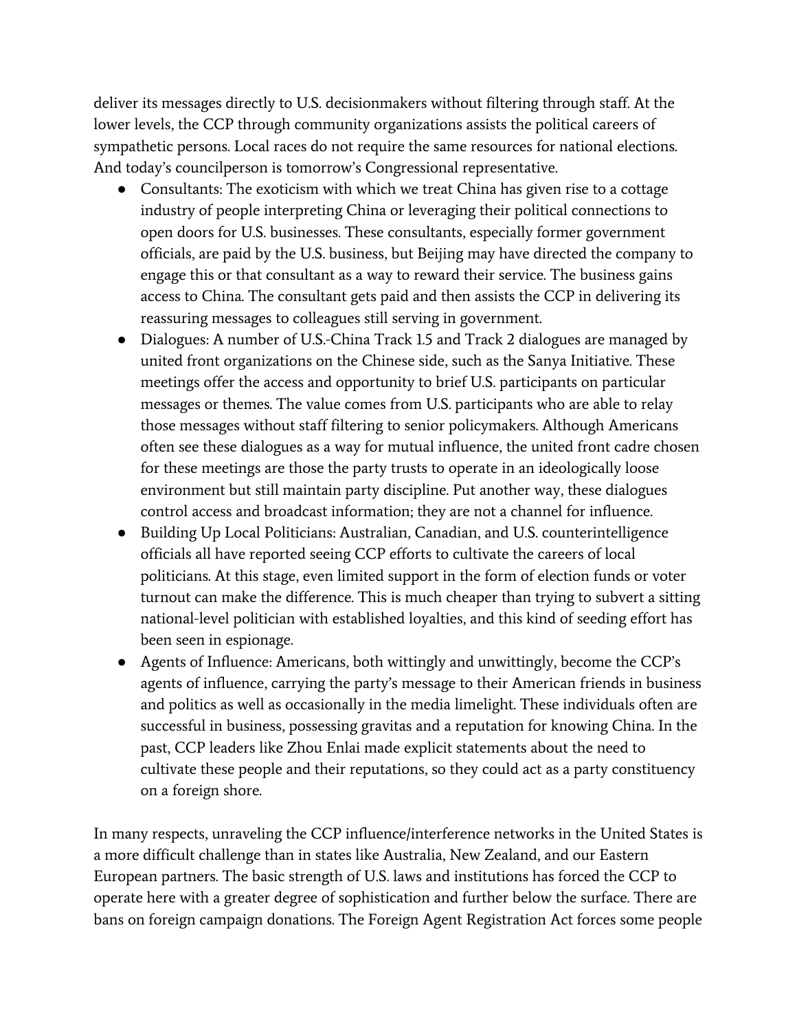deliver its messages directly to U.S. decisionmakers without filtering through staff. At the lower levels, the CCP through community organizations assists the political careers of sympathetic persons. Local races do not require the same resources for national elections. And today's councilperson is tomorrow's Congressional representative.

- Consultants: The exoticism with which we treat China has given rise to a cottage industry of people interpreting China or leveraging their political connections to open doors for U.S. businesses. These consultants, especially former government officials, are paid by the U.S. business, but Beijing may have directed the company to engage this or that consultant as a way to reward their service. The business gains access to China. The consultant gets paid and then assists the CCP in delivering its reassuring messages to colleagues still serving in government.
- Dialogues: A number of U.S.-China Track 1.5 and Track 2 dialogues are managed by united front organizations on the Chinese side, such as the Sanya Initiative. These meetings offer the access and opportunity to brief U.S. participants on particular messages or themes. The value comes from U.S. participants who are able to relay those messages without staff filtering to senior policymakers. Although Americans often see these dialogues as a way for mutual influence, the united front cadre chosen for these meetings are those the party trusts to operate in an ideologically loose environment but still maintain party discipline. Put another way, these dialogues control access and broadcast information; they are not a channel for influence.
- Building Up Local Politicians: Australian, Canadian, and U.S. counterintelligence officials all have reported seeing CCP efforts to cultivate the careers of local politicians. At this stage, even limited support in the form of election funds or voter turnout can make the difference. This is much cheaper than trying to subvert a sitting national-level politician with established loyalties, and this kind of seeding effort has been seen in espionage.
- Agents of Influence: Americans, both wittingly and unwittingly, become the CCP's agents of influence, carrying the party's message to their American friends in business and politics as well as occasionally in the media limelight. These individuals often are successful in business, possessing gravitas and a reputation for knowing China. In the past, CCP leaders like Zhou Enlai made explicit statements about the need to cultivate these people and their reputations, so they could act as a party constituency on a foreign shore.

In many respects, unraveling the CCP influence/interference networks in the United States is a more difficult challenge than in states like Australia, New Zealand, and our Eastern European partners. The basic strength of U.S. laws and institutions has forced the CCP to operate here with a greater degree of sophistication and further below the surface. There are bans on foreign campaign donations. The Foreign Agent Registration Act forces some people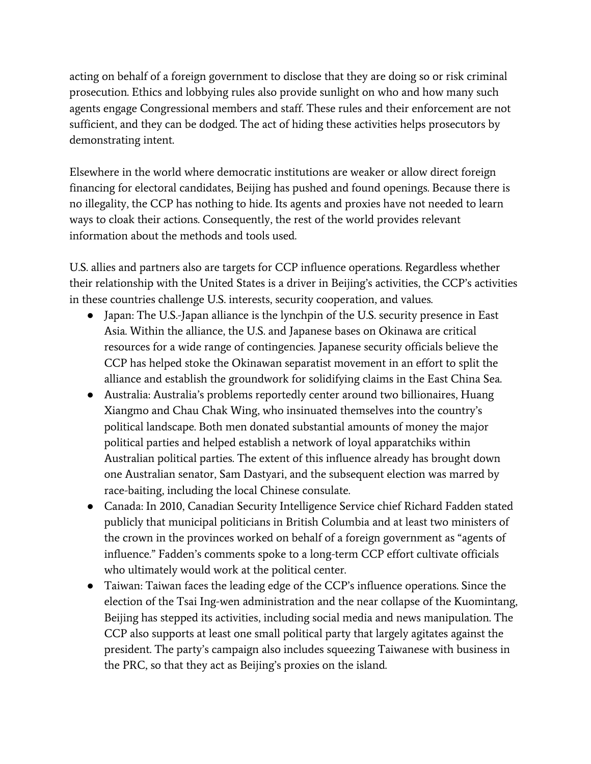acting on behalf of a foreign government to disclose that they are doing so or risk criminal prosecution. Ethics and lobbying rules also provide sunlight on who and how many such agents engage Congressional members and staff. These rules and their enforcement are not sufficient, and they can be dodged. The act of hiding these activities helps prosecutors by demonstrating intent.

Elsewhere in the world where democratic institutions are weaker or allow direct foreign financing for electoral candidates, Beijing has pushed and found openings. Because there is no illegality, the CCP has nothing to hide. Its agents and proxies have not needed to learn ways to cloak their actions. Consequently, the rest of the world provides relevant information about the methods and tools used.

U.S. allies and partners also are targets for CCP influence operations. Regardless whether their relationship with the United States is a driver in Beijing's activities, the CCP's activities in these countries challenge U.S. interests, security cooperation, and values.

- Japan: The U.S.-Japan alliance is the lynchpin of the U.S. security presence in East Asia. Within the alliance, the U.S. and Japanese bases on Okinawa are critical resources for a wide range of contingencies. Japanese security officials believe the CCP has helped stoke the Okinawan separatist movement in an effort to split the alliance and establish the groundwork for solidifying claims in the East China Sea.
- Australia: Australia's problems reportedly center around two billionaires, Huang Xiangmo and Chau Chak Wing, who insinuated themselves into the country's political landscape. Both men donated substantial amounts of money the major political parties and helped establish a network of loyal apparatchiks within Australian political parties. The extent of this influence already has brought down one Australian senator, Sam Dastyari, and the subsequent election was marred by race-baiting, including the local Chinese consulate.
- Canada: In 2010, Canadian Security Intelligence Service chief Richard Fadden stated publicly that municipal politicians in British Columbia and at least two ministers of the crown in the provinces worked on behalf of a foreign government as "agents of influence." Fadden's comments spoke to a long-term CCP effort cultivate officials who ultimately would work at the political center.
- Taiwan: Taiwan faces the leading edge of the CCP's influence operations. Since the election of the Tsai Ing-wen administration and the near collapse of the Kuomintang, Beijing has stepped its activities, including social media and news manipulation. The CCP also supports at least one small political party that largely agitates against the president. The party's campaign also includes squeezing Taiwanese with business in the PRC, so that they act as Beijing's proxies on the island.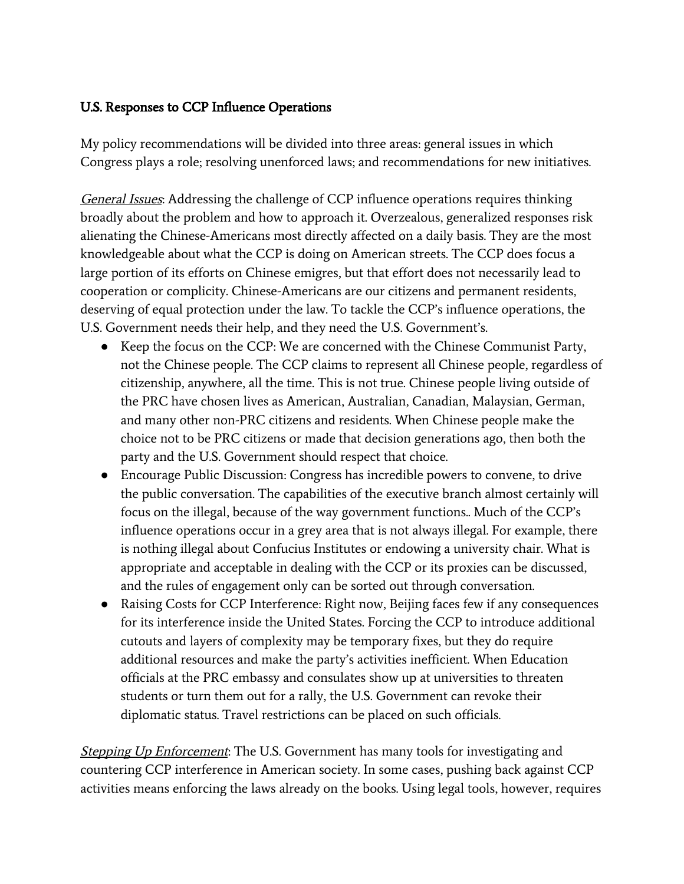## U.S. Responses to CCP Influence Operations

My policy recommendations will be divided into three areas: general issues in which Congress plays a role; resolving unenforced laws; and recommendations for new initiatives.

*General Issues*: Addressing the challenge of CCP influence operations requires thinking broadly about the problem and how to approach it. Overzealous, generalized responses risk alienating the Chinese-Americans most directly affected on a daily basis. They are the most knowledgeable about what the CCP is doing on American streets. The CCP does focus a large portion of its efforts on Chinese emigres, but that effort does not necessarily lead to cooperation or complicity. Chinese-Americans are our citizens and permanent residents, deserving of equal protection under the law. To tackle the CCP's influence operations, the U.S. Government needs their help, and they need the U.S. Government's.

- Keep the focus on the CCP: We are concerned with the Chinese Communist Party, not the Chinese people. The CCP claims to represent all Chinese people, regardless of citizenship, anywhere, all the time. This is not true. Chinese people living outside of the PRC have chosen lives as American, Australian, Canadian, Malaysian, German, and many other non-PRC citizens and residents. When Chinese people make the choice not to be PRC citizens or made that decision generations ago, then both the party and the U.S. Government should respect that choice.
- Encourage Public Discussion: Congress has incredible powers to convene, to drive the public conversation. The capabilities of the executive branch almost certainly will focus on the illegal, because of the way government functions.. Much of the CCP's influence operations occur in a grey area that is not always illegal. For example, there is nothing illegal about Confucius Institutes or endowing a university chair. What is appropriate and acceptable in dealing with the CCP or its proxies can be discussed, and the rules of engagement only can be sorted out through conversation.
- Raising Costs for CCP Interference: Right now, Beijing faces few if any consequences for its interference inside the United States. Forcing the CCP to introduce additional cutouts and layers of complexity may be temporary fixes, but they do require additional resources and make the party's activities inefficient. When Education officials at the PRC embassy and consulates show up at universities to threaten students or turn them out for a rally, the U.S. Government can revoke their diplomatic status. Travel restrictions can be placed on such officials.

*Stepping Up Enforcement*: The U.S. Government has many tools for investigating and countering CCP interference in American society. In some cases, pushing back against CCP activities means enforcing the laws already on the books. Using legal tools, however, requires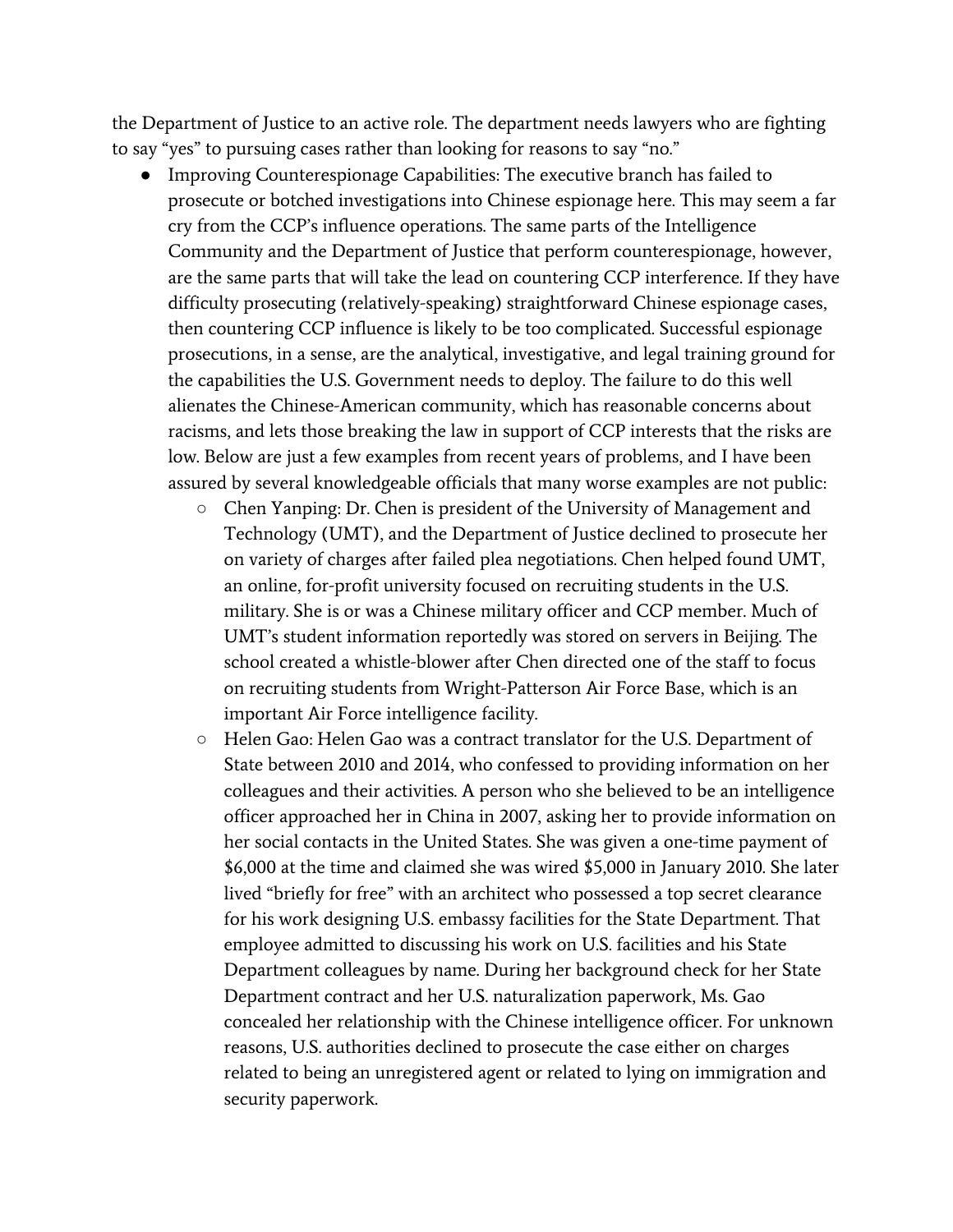the Department of Justice to an active role. The department needs lawyers who are fighting to say "yes" to pursuing cases rather than looking for reasons to say "no."

- Improving Counterespionage Capabilities: The executive branch has failed to prosecute or botched investigations into Chinese espionage here. This may seem a far cry from the CCP's influence operations. The same parts of the Intelligence Community and the Department of Justice that perform counterespionage, however, are the same parts that will take the lead on countering CCP interference. If they have difficulty prosecuting (relatively-speaking) straightforward Chinese espionage cases, then countering CCP influence is likely to be too complicated. Successful espionage prosecutions, in a sense, are the analytical, investigative, and legal training ground for the capabilities the U.S. Government needs to deploy. The failure to do this well alienates the Chinese-American community, which has reasonable concerns about racisms, and lets those breaking the law in support of CCP interests that the risks are low. Below are just a few examples from recent years of problems, and I have been assured by several knowledgeable officials that many worse examples are not public:
    - Chen Yanping: Dr. Chen is president of the University of Management and Technology (UMT), and the Department of Justice declined to prosecute her on variety of charges after failed plea negotiations. Chen helped found UMT, an online, for-profit university focused on recruiting students in the U.S. military. She is or was a Chinese military officer and CCP member. Much of UMT's student information reportedly was stored on servers in Beijing. The school created a whistle-blower after Chen directed one of the staff to focus on recruiting students from Wright-Patterson Air Force Base, which is an important Air Force intelligence facility.
    - Helen Gao: Helen Gao was a contract translator for the U.S. Department of State between 2010 and 2014, who confessed to providing information on her colleagues and their activities. A person who she believed to be an intelligence officer approached her in China in 2007, asking her to provide information on her social contacts in the United States. She was given a one-time payment of $6,000 at the time and claimed she was wired $5,000 in January 2010. She later lived "briefly for free" with an architect who possessed a top secret clearance for his work designing U.S. embassy facilities for the State Department. That employee admitted to discussing his work on U.S. facilities and his State Department colleagues by name. During her background check for her State Department contract and her U.S. naturalization paperwork, Ms. Gao concealed her relationship with the Chinese intelligence officer. For unknown reasons, U.S. authorities declined to prosecute the case either on charges related to being an unregistered agent or related to lying on immigration and security paperwork.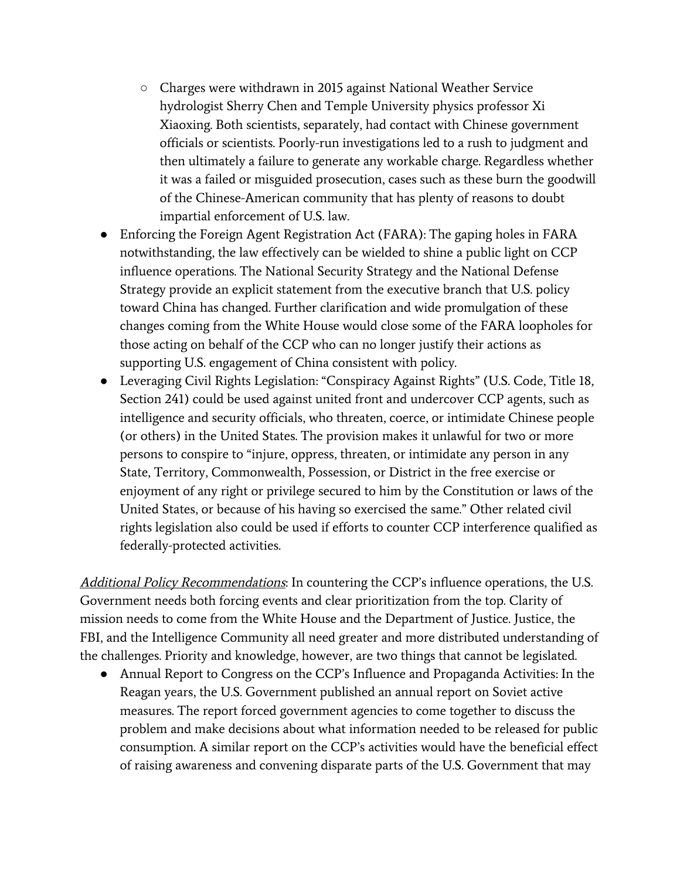- Charges were withdrawn in 2015 against National Weather Service hydrologist Sherry Chen and Temple University physics professor Xi Xiaoxing. Both scientists, separately, had contact with Chinese government officials or scientists. Poorly-run investigations led to a rush to judgment and then ultimately a failure to generate any workable charge. Regardless whether it was a failed or misguided prosecution, cases such as these burn the goodwill of the Chinese-American community that has plenty of reasons to doubt impartial enforcement of U.S. law.
- Enforcing the Foreign Agent Registration Act (FARA): The gaping holes in FARA notwithstanding, the law effectively can be wielded to shine a public light on CCP influence operations. The National Security Strategy and the National Defense Strategy provide an explicit statement from the executive branch that U.S. policy toward China has changed. Further clarification and wide promulgation of these changes coming from the White House would close some of the FARA loopholes for those acting on behalf of the CCP who can no longer justify their actions as supporting U.S. engagement of China consistent with policy.
- Leveraging Civil Rights Legislation: "Conspiracy Against Rights" (U.S. Code, Title 18, Section 241) could be used against united front and undercover CCP agents, such as intelligence and security officials, who threaten, coerce, or intimidate Chinese people (or others) in the United States. The provision makes it unlawful for two or more persons to conspire to "injure, oppress, threaten, or intimidate any person in any State, Territory, Commonwealth, Possession, or District in the free exercise or enjoyment of any right or privilege secured to him by the Constitution or laws of the United States, or because of his having so exercised the same." Other related civil rights legislation also could be used if efforts to counter CCP interference qualified as federally-protected activities.

*<u>Additional Policy Recommendations</u>*: In countering the CCP's influence operations, the U.S. Government needs both forcing events and clear prioritization from the top. Clarity of mission needs to come from the White House and the Department of Justice. Justice, the FBI, and the Intelligence Community all need greater and more distributed understanding of the challenges. Priority and knowledge, however, are two things that cannot be legislated.

- Annual Report to Congress on the CCP's Influence and Propaganda Activities: In the Reagan years, the U.S. Government published an annual report on Soviet active measures. The report forced government agencies to come together to discuss the problem and make decisions about what information needed to be released for public consumption. A similar report on the CCP's activities would have the beneficial effect of raising awareness and convening disparate parts of the U.S. Government that may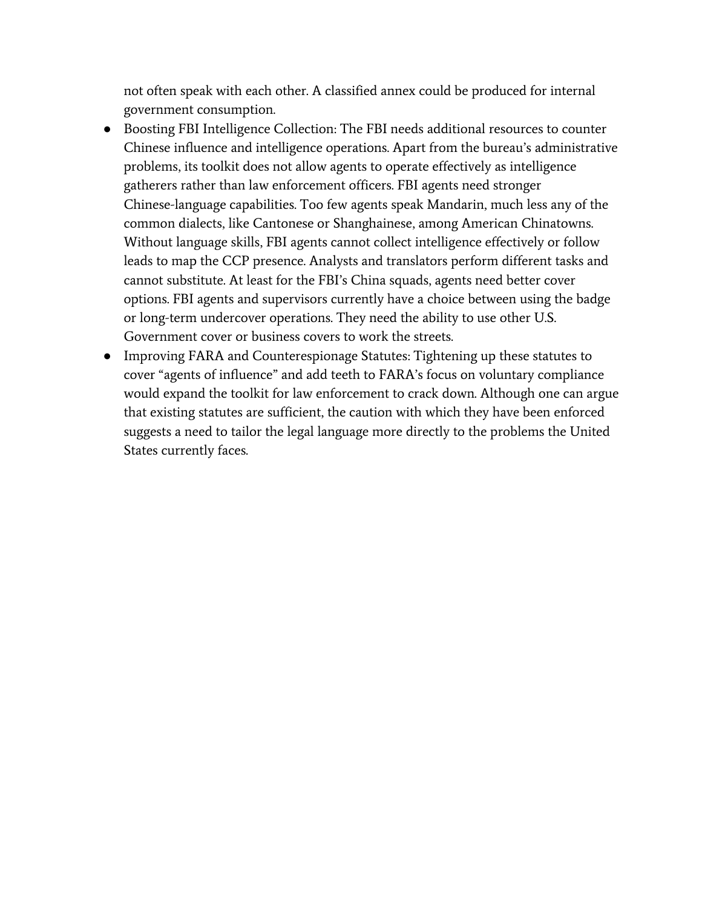not often speak with each other. A classified annex could be produced for internal government consumption.

- Boosting FBI Intelligence Collection: The FBI needs additional resources to counter Chinese influence and intelligence operations. Apart from the bureau's administrative problems, its toolkit does not allow agents to operate effectively as intelligence gatherers rather than law enforcement officers. FBI agents need stronger Chinese-language capabilities. Too few agents speak Mandarin, much less any of the common dialects, like Cantonese or Shanghainese, among American Chinatowns. Without language skills, FBI agents cannot collect intelligence effectively or follow leads to map the CCP presence. Analysts and translators perform different tasks and cannot substitute. At least for the FBI's China squads, agents need better cover options. FBI agents and supervisors currently have a choice between using the badge or long-term undercover operations. They need the ability to use other U.S. Government cover or business covers to work the streets.
- Improving FARA and Counterespionage Statutes: Tightening up these statutes to cover "agents of influence" and add teeth to FARA's focus on voluntary compliance would expand the toolkit for law enforcement to crack down. Although one can argue that existing statutes are sufficient, the caution with which they have been enforced suggests a need to tailor the legal language more directly to the problems the United States currently faces.